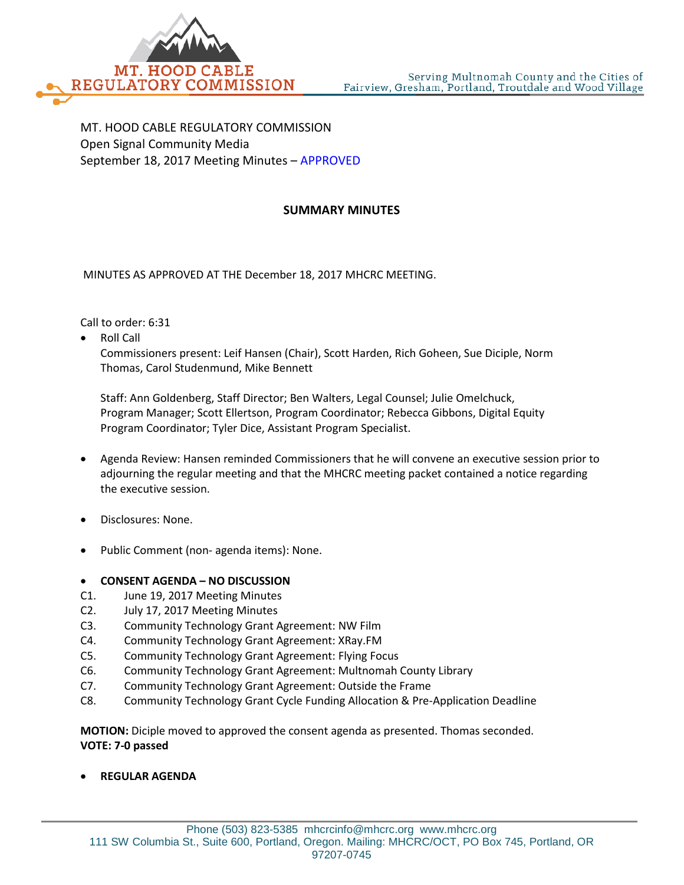MT. HOOD CABLE REGULATORY COMMISSION
Open Signal Community Media
September 18, 2017 Meeting Minutes – APPROVED

## SUMMARY MINUTES

MINUTES AS APPROVED AT THE December 18, 2017 MHCRC MEETING.

Call to order: 6:31

- Roll Call
  Commissioners present: Leif Hansen (Chair), Scott Harden, Rich Goheen, Sue Diciple, Norm Thomas, Carol Studenmund, Mike Bennett

  Staff: Ann Goldenberg, Staff Director; Ben Walters, Legal Counsel; Julie Omelchuck, Program Manager; Scott Ellertson, Program Coordinator; Rebecca Gibbons, Digital Equity Program Coordinator; Tyler Dice, Assistant Program Specialist.

- Agenda Review: Hansen reminded Commissioners that he will convene an executive session prior to adjourning the regular meeting and that the MHCRC meeting packet contained a notice regarding the executive session.

- Disclosures: None.

- Public Comment (non- agenda items): None.

- **CONSENT AGENDA – NO DISCUSSION**

C1. June 19, 2017 Meeting Minutes
C2. July 17, 2017 Meeting Minutes
C3. Community Technology Grant Agreement: NW Film
C4. Community Technology Grant Agreement: XRay.FM
C5. Community Technology Grant Agreement: Flying Focus
C6. Community Technology Grant Agreement: Multnomah County Library
C7. Community Technology Grant Agreement: Outside the Frame
C8. Community Technology Grant Cycle Funding Allocation & Pre-Application Deadline

**MOTION:** Diciple moved to approved the consent agenda as presented. Thomas seconded.
**VOTE: 7-0 passed**

- **REGULAR AGENDA**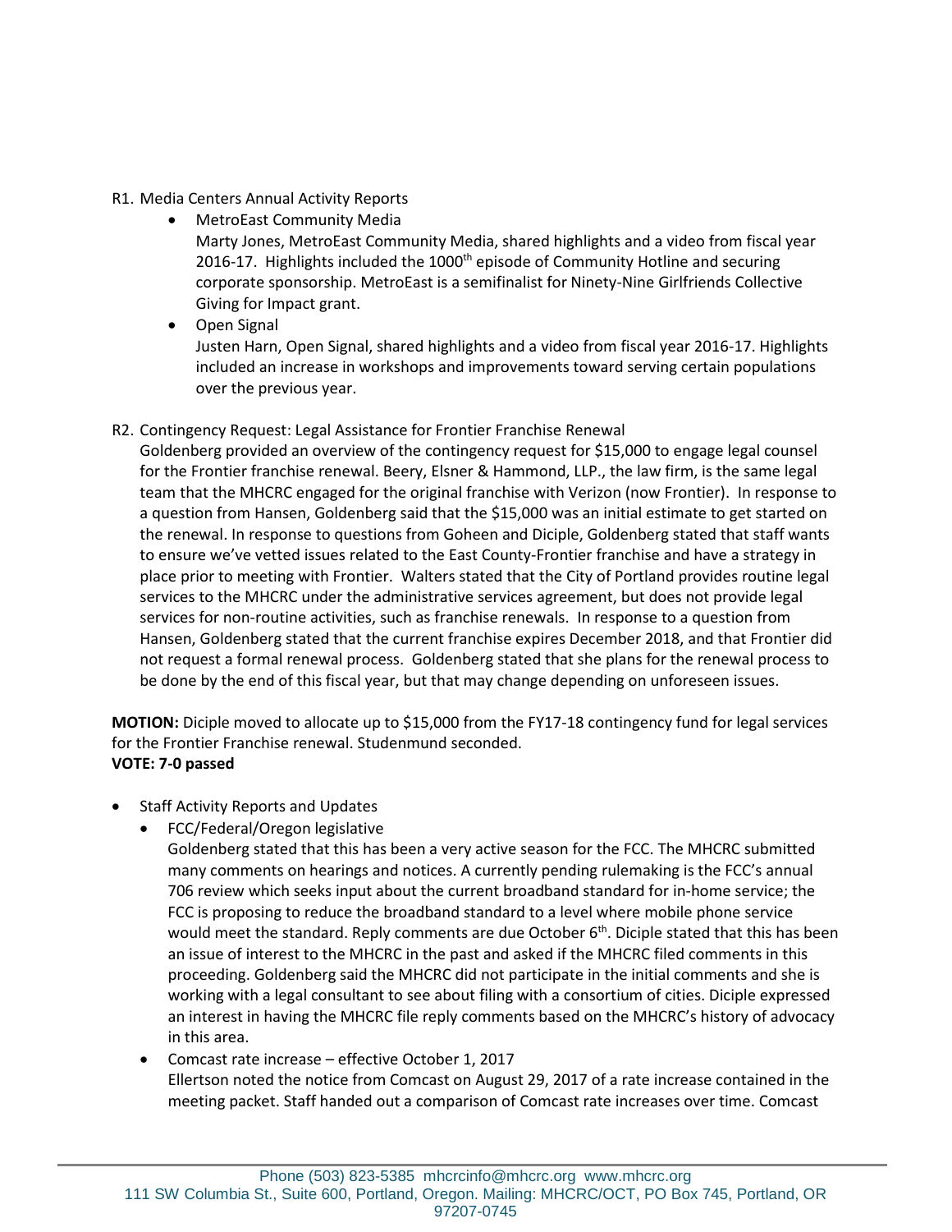R1. Media Centers Annual Activity Reports

- MetroEast Community Media
  Marty Jones, MetroEast Community Media, shared highlights and a video from fiscal year 2016-17. Highlights included the 1000th episode of Community Hotline and securing corporate sponsorship. MetroEast is a semifinalist for Ninety-Nine Girlfriends Collective Giving for Impact grant.
- Open Signal
  Justen Harn, Open Signal, shared highlights and a video from fiscal year 2016-17. Highlights included an increase in workshops and improvements toward serving certain populations over the previous year.

R2. Contingency Request: Legal Assistance for Frontier Franchise Renewal
Goldenberg provided an overview of the contingency request for $15,000 to engage legal counsel for the Frontier franchise renewal. Beery, Elsner & Hammond, LLP., the law firm, is the same legal team that the MHCRC engaged for the original franchise with Verizon (now Frontier). In response to a question from Hansen, Goldenberg said that the $15,000 was an initial estimate to get started on the renewal. In response to questions from Goheen and Diciple, Goldenberg stated that staff wants to ensure we've vetted issues related to the East County-Frontier franchise and have a strategy in place prior to meeting with Frontier. Walters stated that the City of Portland provides routine legal services to the MHCRC under the administrative services agreement, but does not provide legal services for non-routine activities, such as franchise renewals. In response to a question from Hansen, Goldenberg stated that the current franchise expires December 2018, and that Frontier did not request a formal renewal process. Goldenberg stated that she plans for the renewal process to be done by the end of this fiscal year, but that may change depending on unforeseen issues.

**MOTION:** Diciple moved to allocate up to $15,000 from the FY17-18 contingency fund for legal services for the Frontier Franchise renewal. Studenmund seconded.
**VOTE: 7-0 passed**

- Staff Activity Reports and Updates
  - FCC/Federal/Oregon legislative
    Goldenberg stated that this has been a very active season for the FCC. The MHCRC submitted many comments on hearings and notices. A currently pending rulemaking is the FCC's annual 706 review which seeks input about the current broadband standard for in-home service; the FCC is proposing to reduce the broadband standard to a level where mobile phone service would meet the standard. Reply comments are due October 6th. Diciple stated that this has been an issue of interest to the MHCRC in the past and asked if the MHCRC filed comments in this proceeding. Goldenberg said the MHCRC did not participate in the initial comments and she is working with a legal consultant to see about filing with a consortium of cities. Diciple expressed an interest in having the MHCRC file reply comments based on the MHCRC's history of advocacy in this area.
  - Comcast rate increase – effective October 1, 2017
    Ellertson noted the notice from Comcast on August 29, 2017 of a rate increase contained in the meeting packet. Staff handed out a comparison of Comcast rate increases over time. Comcast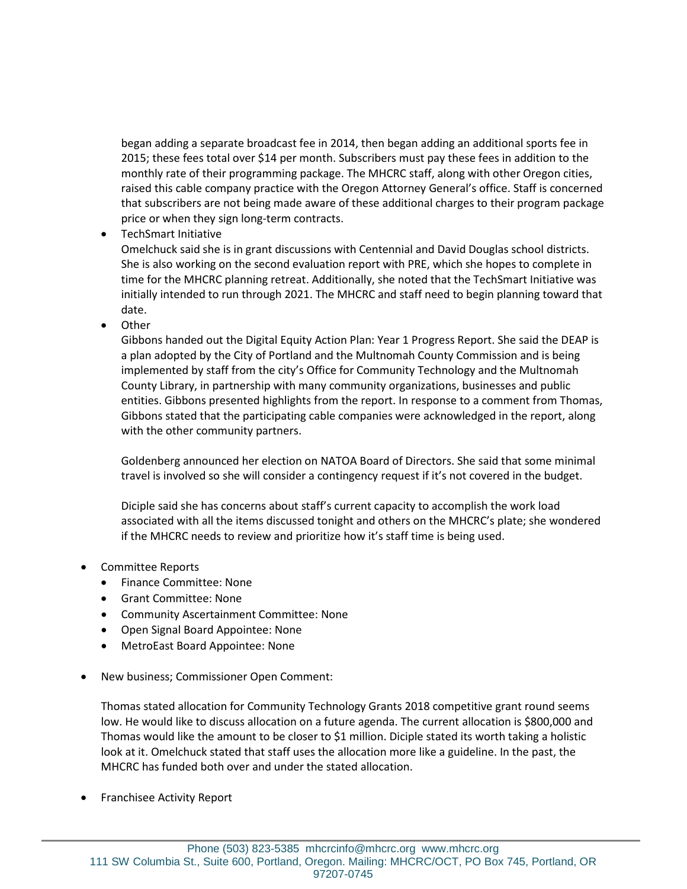began adding a separate broadcast fee in 2014, then began adding an additional sports fee in 2015; these fees total over $14 per month. Subscribers must pay these fees in addition to the monthly rate of their programming package. The MHCRC staff, along with other Oregon cities, raised this cable company practice with the Oregon Attorney General's office. Staff is concerned that subscribers are not being made aware of these additional charges to their program package price or when they sign long-term contracts.

- TechSmart Initiative

  Omelchuck said she is in grant discussions with Centennial and David Douglas school districts. She is also working on the second evaluation report with PRE, which she hopes to complete in time for the MHCRC planning retreat. Additionally, she noted that the TechSmart Initiative was initially intended to run through 2021. The MHCRC and staff need to begin planning toward that date.

- Other

  Gibbons handed out the Digital Equity Action Plan: Year 1 Progress Report. She said the DEAP is a plan adopted by the City of Portland and the Multnomah County Commission and is being implemented by staff from the city's Office for Community Technology and the Multnomah County Library, in partnership with many community organizations, businesses and public entities. Gibbons presented highlights from the report. In response to a comment from Thomas, Gibbons stated that the participating cable companies were acknowledged in the report, along with the other community partners.

  Goldenberg announced her election on NATOA Board of Directors. She said that some minimal travel is involved so she will consider a contingency request if it's not covered in the budget.

  Diciple said she has concerns about staff's current capacity to accomplish the work load associated with all the items discussed tonight and others on the MHCRC's plate; she wondered if the MHCRC needs to review and prioritize how it's staff time is being used.

- Committee Reports
  - Finance Committee: None
  - Grant Committee: None
  - Community Ascertainment Committee: None
  - Open Signal Board Appointee: None
  - MetroEast Board Appointee: None

- New business; Commissioner Open Comment:

  Thomas stated allocation for Community Technology Grants 2018 competitive grant round seems low. He would like to discuss allocation on a future agenda. The current allocation is $800,000 and Thomas would like the amount to be closer to $1 million. Diciple stated its worth taking a holistic look at it. Omelchuck stated that staff uses the allocation more like a guideline. In the past, the MHCRC has funded both over and under the stated allocation.

- Franchisee Activity Report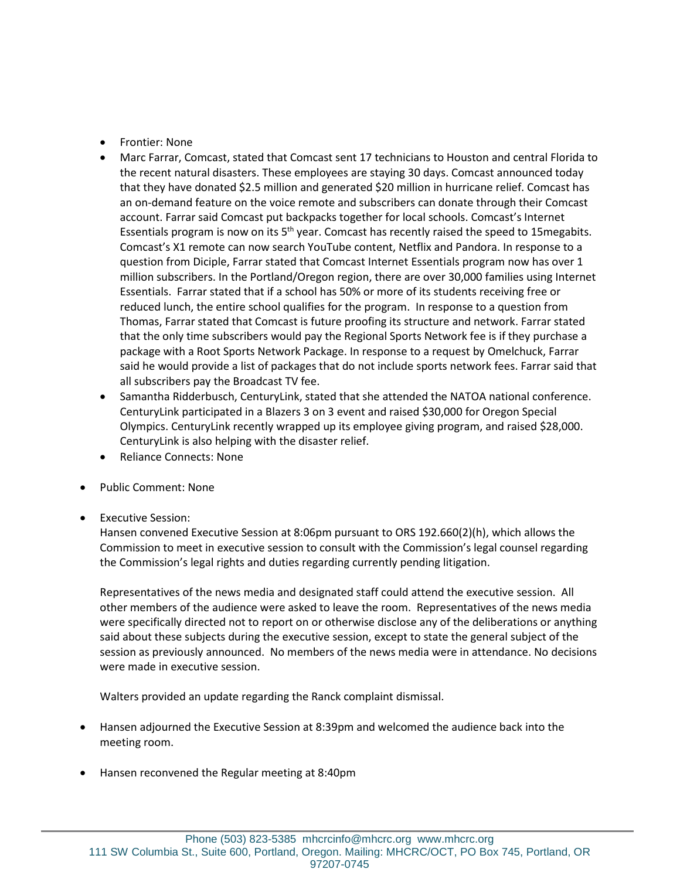- Frontier: None
- Marc Farrar, Comcast, stated that Comcast sent 17 technicians to Houston and central Florida to the recent natural disasters. These employees are staying 30 days. Comcast announced today that they have donated $2.5 million and generated $20 million in hurricane relief. Comcast has an on-demand feature on the voice remote and subscribers can donate through their Comcast account. Farrar said Comcast put backpacks together for local schools. Comcast's Internet Essentials program is now on its 5th year. Comcast has recently raised the speed to 15megabits. Comcast's X1 remote can now search YouTube content, Netflix and Pandora. In response to a question from Diciple, Farrar stated that Comcast Internet Essentials program now has over 1 million subscribers. In the Portland/Oregon region, there are over 30,000 families using Internet Essentials. Farrar stated that if a school has 50% or more of its students receiving free or reduced lunch, the entire school qualifies for the program. In response to a question from Thomas, Farrar stated that Comcast is future proofing its structure and network. Farrar stated that the only time subscribers would pay the Regional Sports Network fee is if they purchase a package with a Root Sports Network Package. In response to a request by Omelchuck, Farrar said he would provide a list of packages that do not include sports network fees. Farrar said that all subscribers pay the Broadcast TV fee.
- Samantha Ridderbusch, CenturyLink, stated that she attended the NATOA national conference. CenturyLink participated in a Blazers 3 on 3 event and raised $30,000 for Oregon Special Olympics. CenturyLink recently wrapped up its employee giving program, and raised $28,000. CenturyLink is also helping with the disaster relief.
- Reliance Connects: None

- Public Comment: None

- Executive Session:
  Hansen convened Executive Session at 8:06pm pursuant to ORS 192.660(2)(h), which allows the Commission to meet in executive session to consult with the Commission's legal counsel regarding the Commission's legal rights and duties regarding currently pending litigation.

  Representatives of the news media and designated staff could attend the executive session. All other members of the audience were asked to leave the room. Representatives of the news media were specifically directed not to report on or otherwise disclose any of the deliberations or anything said about these subjects during the executive session, except to state the general subject of the session as previously announced. No members of the news media were in attendance. No decisions were made in executive session.

  Walters provided an update regarding the Ranck complaint dismissal.

- Hansen adjourned the Executive Session at 8:39pm and welcomed the audience back into the meeting room.

- Hansen reconvened the Regular meeting at 8:40pm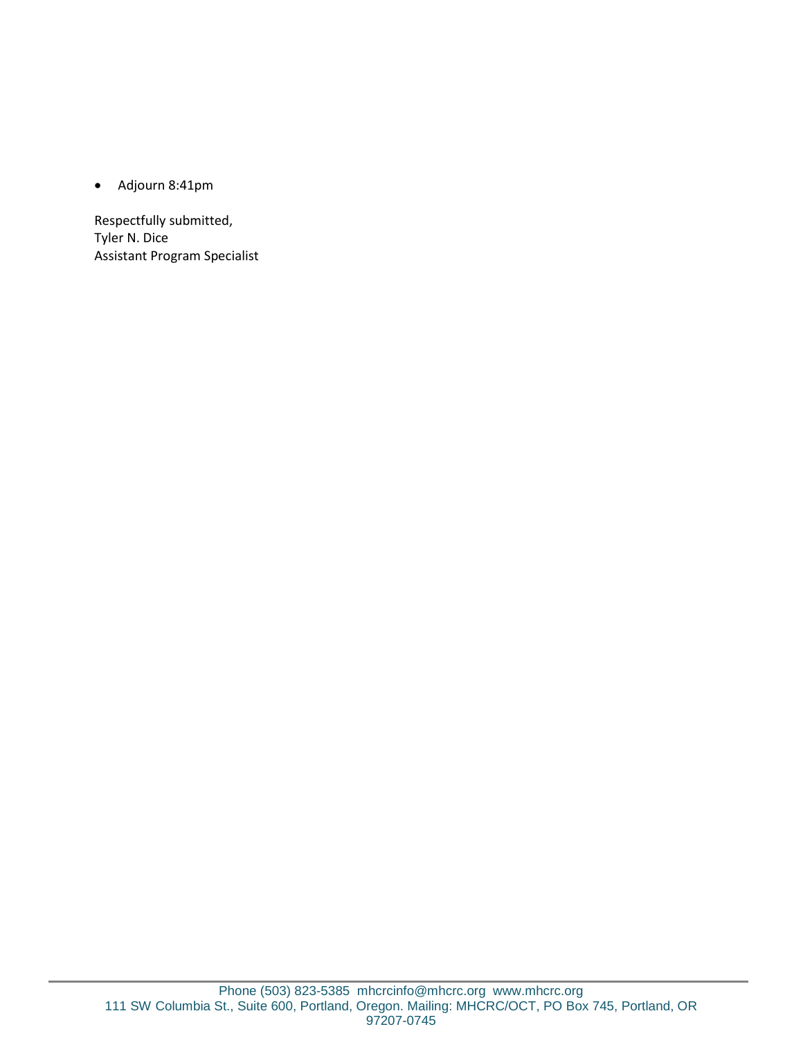- Adjourn 8:41pm

Respectfully submitted,
Tyler N. Dice
Assistant Program Specialist